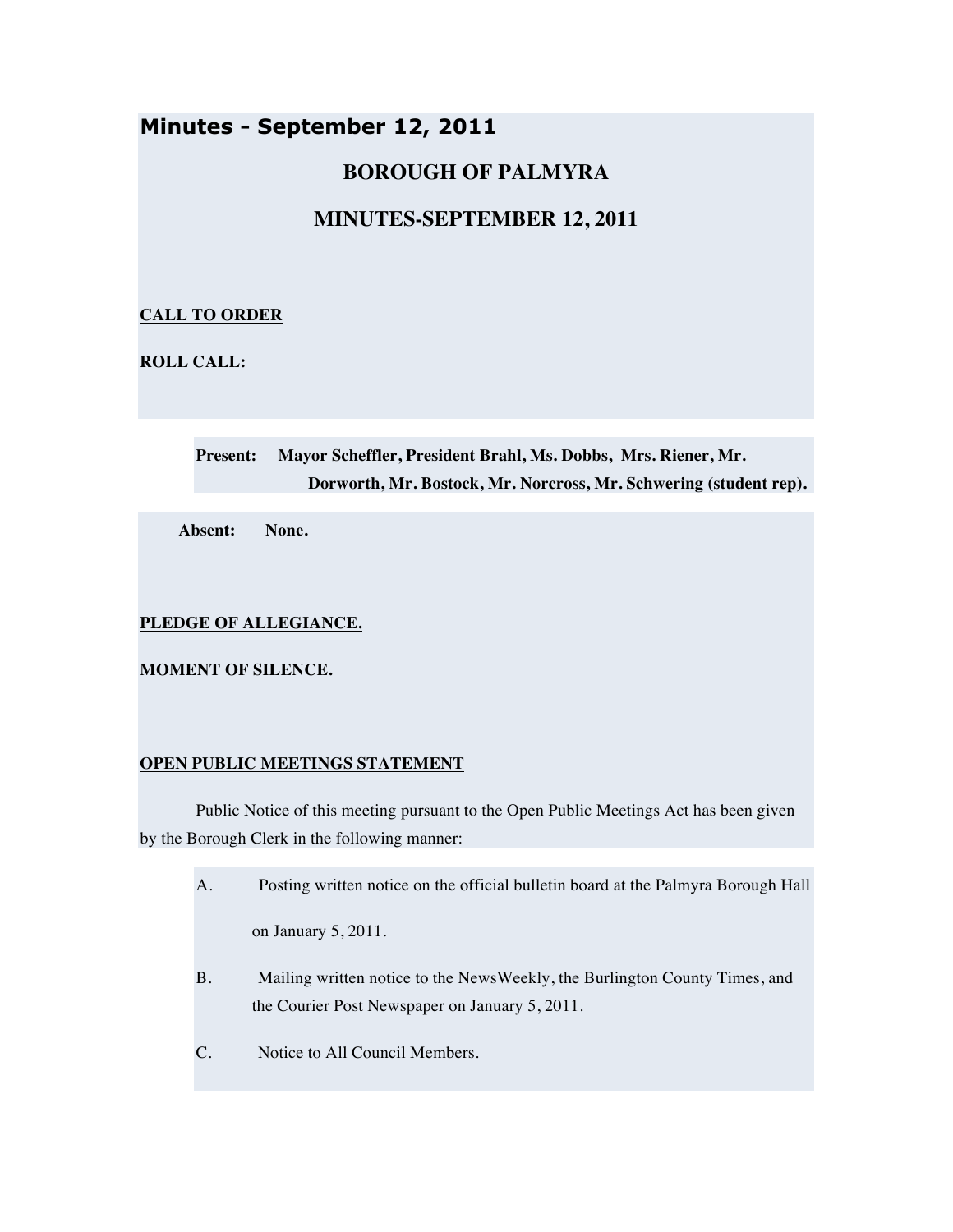# Minutes - September 12, 2011

## BOROUGH OF PALMYRA

## MINUTES-SEPTEMBER 12, 2011

**CALL TO ORDER**

**ROLL CALL:**

**Present:** **Mayor Scheffler, President Brahl, Ms. Dobbs, Mrs. Riener, Mr. Dorworth, Mr. Bostock, Mr. Norcross, Mr. Schwering (student rep).**

**Absent:** **None.**

**PLEDGE OF ALLEGIANCE.**

**MOMENT OF SILENCE.**

**OPEN PUBLIC MEETINGS STATEMENT**

Public Notice of this meeting pursuant to the Open Public Meetings Act has been given by the Borough Clerk in the following manner:

A. Posting written notice on the official bulletin board at the Palmyra Borough Hall on January 5, 2011.

B. Mailing written notice to the NewsWeekly, the Burlington County Times, and the Courier Post Newspaper on January 5, 2011.

C. Notice to All Council Members.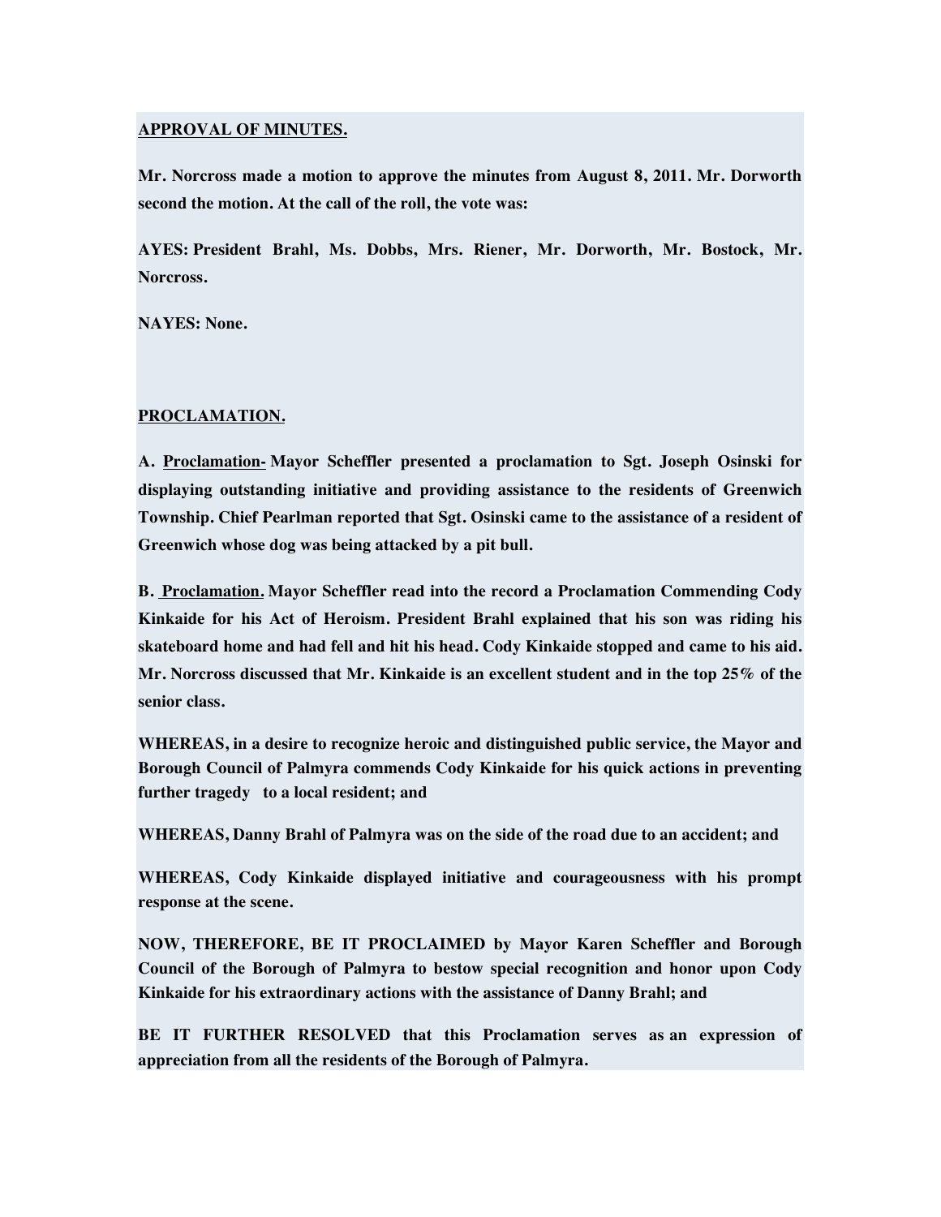**APPROVAL OF MINUTES.**

**Mr. Norcross made a motion to approve the minutes from August 8, 2011. Mr. Dorworth second the motion. At the call of the roll, the vote was:**

**AYES: President Brahl, Ms. Dobbs, Mrs. Riener, Mr. Dorworth, Mr. Bostock, Mr. Norcross.**

**NAYES: None.**

**PROCLAMATION.**

**A. Proclamation- Mayor Scheffler presented a proclamation to Sgt. Joseph Osinski for displaying outstanding initiative and providing assistance to the residents of Greenwich Township. Chief Pearlman reported that Sgt. Osinski came to the assistance of a resident of Greenwich whose dog was being attacked by a pit bull.**

**B. Proclamation. Mayor Scheffler read into the record a Proclamation Commending Cody Kinkaide for his Act of Heroism. President Brahl explained that his son was riding his skateboard home and had fell and hit his head. Cody Kinkaide stopped and came to his aid. Mr. Norcross discussed that Mr. Kinkaide is an excellent student and in the top 25% of the senior class.**

**WHEREAS, in a desire to recognize heroic and distinguished public service, the Mayor and Borough Council of Palmyra commends Cody Kinkaide for his quick actions in preventing further tragedy to a local resident; and**

**WHEREAS, Danny Brahl of Palmyra was on the side of the road due to an accident; and**

**WHEREAS, Cody Kinkaide displayed initiative and courageousness with his prompt response at the scene.**

**NOW, THEREFORE, BE IT PROCLAIMED by Mayor Karen Scheffler and Borough Council of the Borough of Palmyra to bestow special recognition and honor upon Cody Kinkaide for his extraordinary actions with the assistance of Danny Brahl; and**

**BE IT FURTHER RESOLVED that this Proclamation serves as an expression of appreciation from all the residents of the Borough of Palmyra.**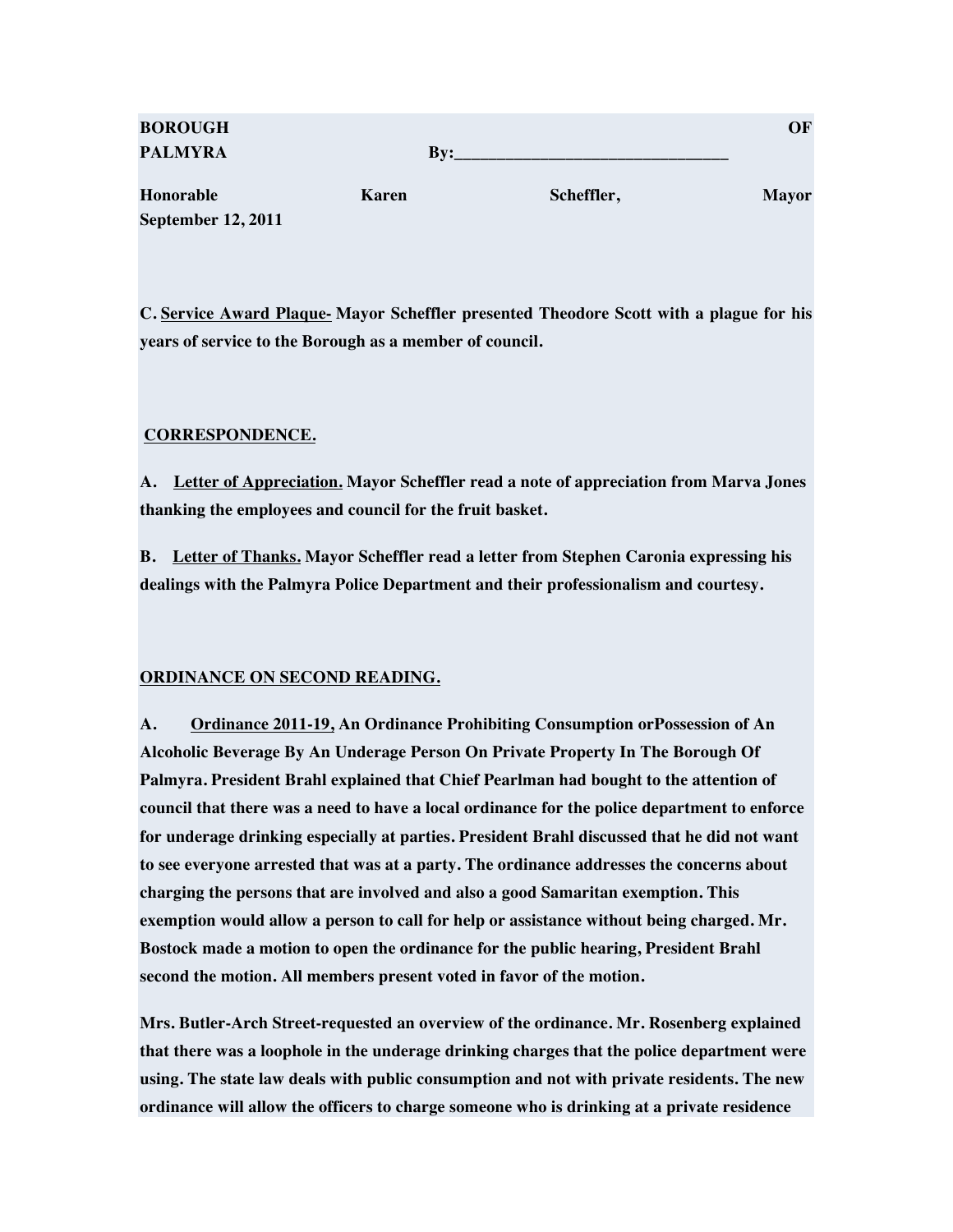**BOROUGH OF PALMYRA By:\_\_\_\_\_\_\_\_\_\_\_\_\_\_\_\_\_\_\_\_\_\_\_\_\_\_\_\_\_\_\_\_\_**

**Honorable Karen Scheffler, Mayor September 12, 2011**

**C. <u>Service Award Plaque-</u> Mayor Scheffler presented Theodore Scott with a plague for his years of service to the Borough as a member of council.**

**<u>CORRESPONDENCE.</u>**

**A. <u>Letter of Appreciation.</u> Mayor Scheffler read a note of appreciation from Marva Jones thanking the employees and council for the fruit basket.**

**B. <u>Letter of Thanks.</u> Mayor Scheffler read a letter from Stephen Caronia expressing his dealings with the Palmyra Police Department and their professionalism and courtesy.**

**<u>ORDINANCE ON SECOND READING.</u>**

**A. <u>Ordinance 2011-19,</u> An Ordinance Prohibiting Consumption orPossession of An Alcoholic Beverage By An Underage Person On Private Property In The Borough Of Palmyra. President Brahl explained that Chief Pearlman had bought to the attention of council that there was a need to have a local ordinance for the police department to enforce for underage drinking especially at parties. President Brahl discussed that he did not want to see everyone arrested that was at a party. The ordinance addresses the concerns about charging the persons that are involved and also a good Samaritan exemption. This exemption would allow a person to call for help or assistance without being charged. Mr. Bostock made a motion to open the ordinance for the public hearing, President Brahl second the motion. All members present voted in favor of the motion.**

**Mrs. Butler-Arch Street-requested an overview of the ordinance. Mr. Rosenberg explained that there was a loophole in the underage drinking charges that the police department were using. The state law deals with public consumption and not with private residents. The new ordinance will allow the officers to charge someone who is drinking at a private residence**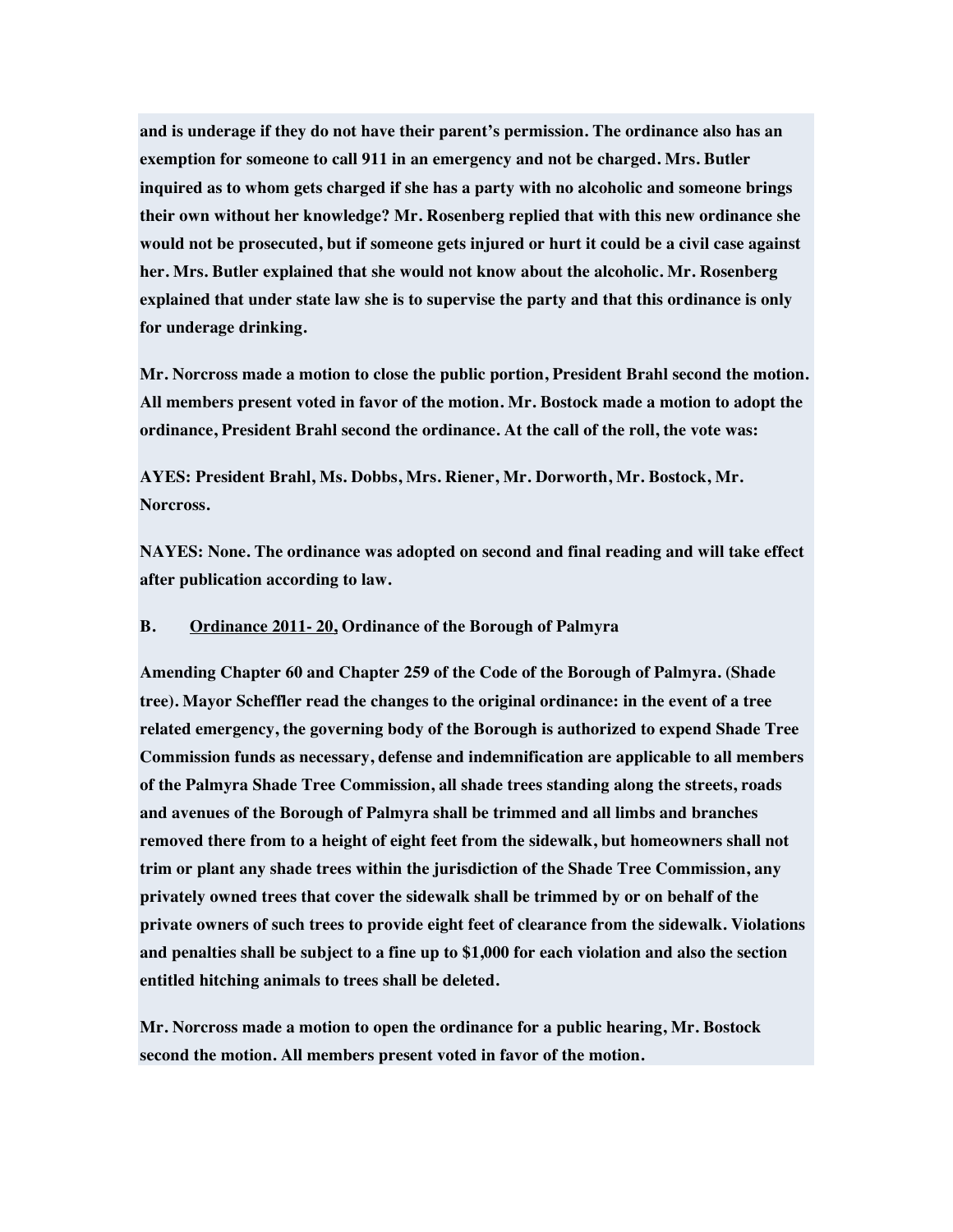**and is underage if they do not have their parent's permission. The ordinance also has an exemption for someone to call 911 in an emergency and not be charged. Mrs. Butler inquired as to whom gets charged if she has a party with no alcoholic and someone brings their own without her knowledge? Mr. Rosenberg replied that with this new ordinance she would not be prosecuted, but if someone gets injured or hurt it could be a civil case against her. Mrs. Butler explained that she would not know about the alcoholic. Mr. Rosenberg explained that under state law she is to supervise the party and that this ordinance is only for underage drinking.**

**Mr. Norcross made a motion to close the public portion, President Brahl second the motion. All members present voted in favor of the motion. Mr. Bostock made a motion to adopt the ordinance, President Brahl second the ordinance. At the call of the roll, the vote was:**

**AYES: President Brahl, Ms. Dobbs, Mrs. Riener, Mr. Dorworth, Mr. Bostock, Mr. Norcross.**

**NAYES: None. The ordinance was adopted on second and final reading and will take effect after publication according to law.**

**B. <u>Ordinance 2011- 20,</u> Ordinance of the Borough of Palmyra**

**Amending Chapter 60 and Chapter 259 of the Code of the Borough of Palmyra. (Shade tree). Mayor Scheffler read the changes to the original ordinance: in the event of a tree related emergency, the governing body of the Borough is authorized to expend Shade Tree Commission funds as necessary, defense and indemnification are applicable to all members of the Palmyra Shade Tree Commission, all shade trees standing along the streets, roads and avenues of the Borough of Palmyra shall be trimmed and all limbs and branches removed there from to a height of eight feet from the sidewalk, but homeowners shall not trim or plant any shade trees within the jurisdiction of the Shade Tree Commission, any privately owned trees that cover the sidewalk shall be trimmed by or on behalf of the private owners of such trees to provide eight feet of clearance from the sidewalk. Violations and penalties shall be subject to a fine up to $1,000 for each violation and also the section entitled hitching animals to trees shall be deleted.**

**Mr. Norcross made a motion to open the ordinance for a public hearing, Mr. Bostock second the motion. All members present voted in favor of the motion.**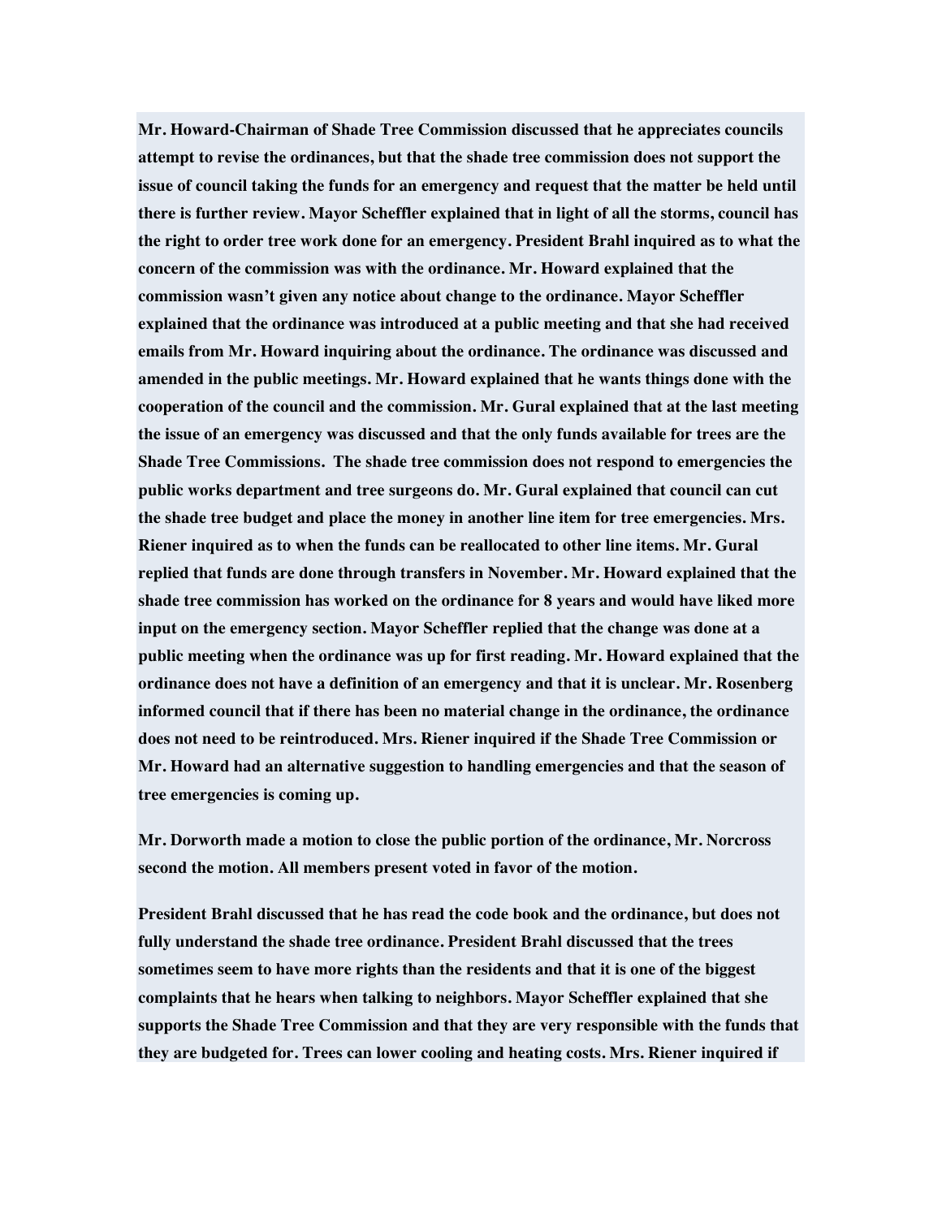**Mr. Howard-Chairman of Shade Tree Commission discussed that he appreciates councils attempt to revise the ordinances, but that the shade tree commission does not support the issue of council taking the funds for an emergency and request that the matter be held until there is further review. Mayor Scheffler explained that in light of all the storms, council has the right to order tree work done for an emergency. President Brahl inquired as to what the concern of the commission was with the ordinance. Mr. Howard explained that the commission wasn't given any notice about change to the ordinance. Mayor Scheffler explained that the ordinance was introduced at a public meeting and that she had received emails from Mr. Howard inquiring about the ordinance. The ordinance was discussed and amended in the public meetings. Mr. Howard explained that he wants things done with the cooperation of the council and the commission. Mr. Gural explained that at the last meeting the issue of an emergency was discussed and that the only funds available for trees are the Shade Tree Commissions.  The shade tree commission does not respond to emergencies the public works department and tree surgeons do. Mr. Gural explained that council can cut the shade tree budget and place the money in another line item for tree emergencies. Mrs. Riener inquired as to when the funds can be reallocated to other line items. Mr. Gural replied that funds are done through transfers in November. Mr. Howard explained that the shade tree commission has worked on the ordinance for 8 years and would have liked more input on the emergency section. Mayor Scheffler replied that the change was done at a public meeting when the ordinance was up for first reading. Mr. Howard explained that the ordinance does not have a definition of an emergency and that it is unclear. Mr. Rosenberg informed council that if there has been no material change in the ordinance, the ordinance does not need to be reintroduced. Mrs. Riener inquired if the Shade Tree Commission or Mr. Howard had an alternative suggestion to handling emergencies and that the season of tree emergencies is coming up.**

**Mr. Dorworth made a motion to close the public portion of the ordinance, Mr. Norcross second the motion. All members present voted in favor of the motion.**

**President Brahl discussed that he has read the code book and the ordinance, but does not fully understand the shade tree ordinance. President Brahl discussed that the trees sometimes seem to have more rights than the residents and that it is one of the biggest complaints that he hears when talking to neighbors. Mayor Scheffler explained that she supports the Shade Tree Commission and that they are very responsible with the funds that they are budgeted for. Trees can lower cooling and heating costs. Mrs. Riener inquired if**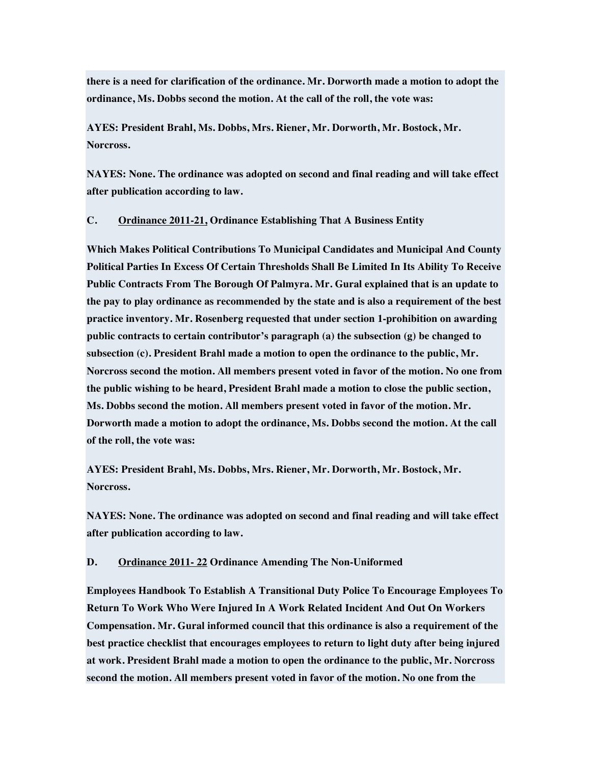**there is a need for clarification of the ordinance. Mr. Dorworth made a motion to adopt the ordinance, Ms. Dobbs second the motion. At the call of the roll, the vote was:**

**AYES: President Brahl, Ms. Dobbs, Mrs. Riener, Mr. Dorworth, Mr. Bostock, Mr. Norcross.**

**NAYES: None. The ordinance was adopted on second and final reading and will take effect after publication according to law.**

**C. Ordinance 2011-21, Ordinance Establishing That A Business Entity**

**Which Makes Political Contributions To Municipal Candidates and Municipal And County Political Parties In Excess Of Certain Thresholds Shall Be Limited In Its Ability To Receive Public Contracts From The Borough Of Palmyra. Mr. Gural explained that is an update to the pay to play ordinance as recommended by the state and is also a requirement of the best practice inventory. Mr. Rosenberg requested that under section 1-prohibition on awarding public contracts to certain contributor's paragraph (a) the subsection (g) be changed to subsection (c). President Brahl made a motion to open the ordinance to the public, Mr. Norcross second the motion. All members present voted in favor of the motion. No one from the public wishing to be heard, President Brahl made a motion to close the public section, Ms. Dobbs second the motion. All members present voted in favor of the motion. Mr. Dorworth made a motion to adopt the ordinance, Ms. Dobbs second the motion. At the call of the roll, the vote was:**

**AYES: President Brahl, Ms. Dobbs, Mrs. Riener, Mr. Dorworth, Mr. Bostock, Mr. Norcross.**

**NAYES: None. The ordinance was adopted on second and final reading and will take effect after publication according to law.**

**D. Ordinance 2011- 22 Ordinance Amending The Non-Uniformed**

**Employees Handbook To Establish A Transitional Duty Police To Encourage Employees To Return To Work Who Were Injured In A Work Related Incident And Out On Workers Compensation. Mr. Gural informed council that this ordinance is also a requirement of the best practice checklist that encourages employees to return to light duty after being injured at work. President Brahl made a motion to open the ordinance to the public, Mr. Norcross second the motion. All members present voted in favor of the motion. No one from the**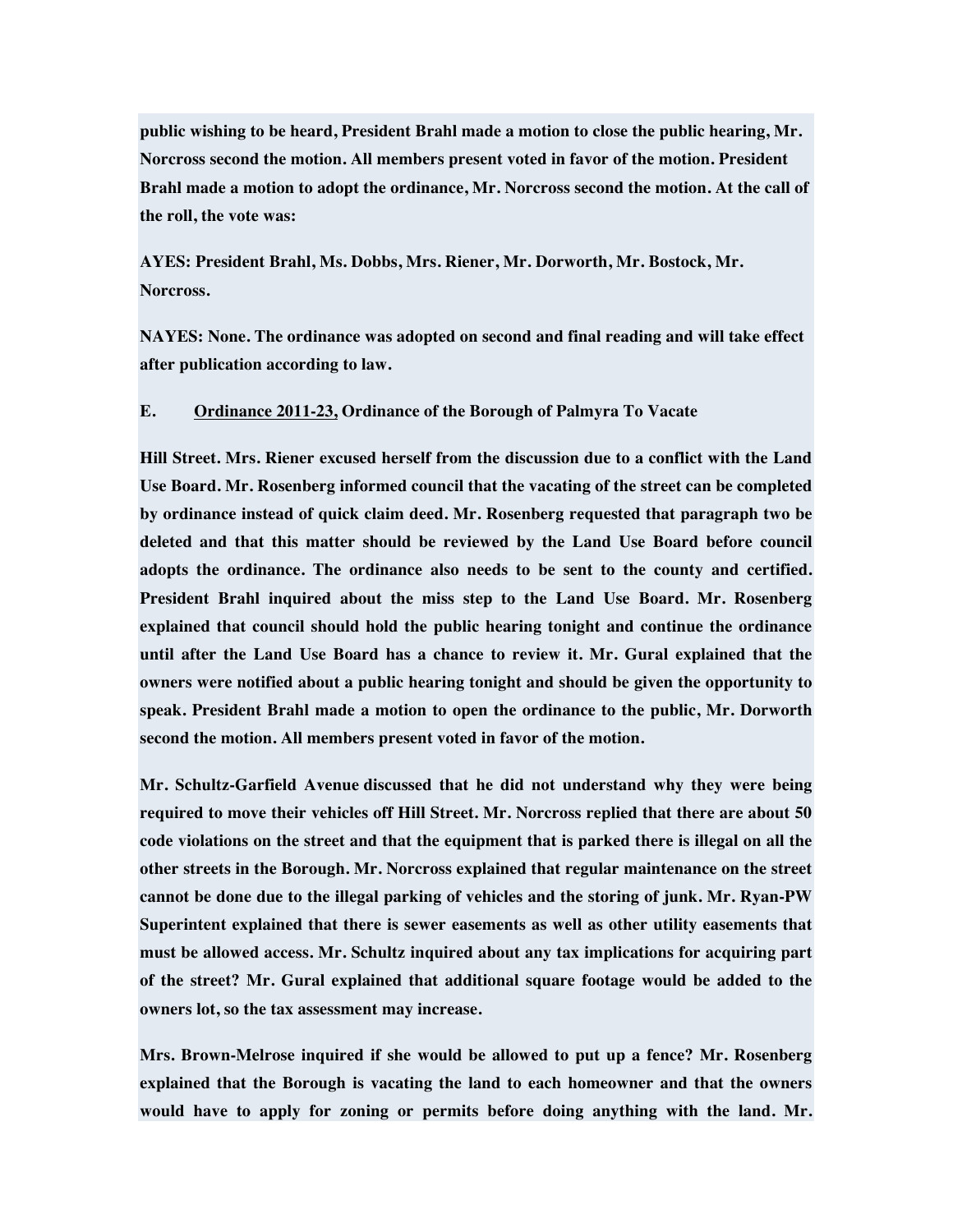**public wishing to be heard, President Brahl made a motion to close the public hearing, Mr. Norcross second the motion. All members present voted in favor of the motion. President Brahl made a motion to adopt the ordinance, Mr. Norcross second the motion. At the call of the roll, the vote was:**

**AYES: President Brahl, Ms. Dobbs, Mrs. Riener, Mr. Dorworth, Mr. Bostock, Mr. Norcross.**

**NAYES: None. The ordinance was adopted on second and final reading and will take effect after publication according to law.**

**E. <u>Ordinance 2011-23,</u> Ordinance of the Borough of Palmyra To Vacate**

**Hill Street. Mrs. Riener excused herself from the discussion due to a conflict with the Land Use Board. Mr. Rosenberg informed council that the vacating of the street can be completed by ordinance instead of quick claim deed. Mr. Rosenberg requested that paragraph two be deleted and that this matter should be reviewed by the Land Use Board before council adopts the ordinance. The ordinance also needs to be sent to the county and certified. President Brahl inquired about the miss step to the Land Use Board. Mr. Rosenberg explained that council should hold the public hearing tonight and continue the ordinance until after the Land Use Board has a chance to review it. Mr. Gural explained that the owners were notified about a public hearing tonight and should be given the opportunity to speak. President Brahl made a motion to open the ordinance to the public, Mr. Dorworth second the motion. All members present voted in favor of the motion.**

**Mr. Schultz-Garfield Avenue discussed that he did not understand why they were being required to move their vehicles off Hill Street. Mr. Norcross replied that there are about 50 code violations on the street and that the equipment that is parked there is illegal on all the other streets in the Borough. Mr. Norcross explained that regular maintenance on the street cannot be done due to the illegal parking of vehicles and the storing of junk. Mr. Ryan-PW Superintent explained that there is sewer easements as well as other utility easements that must be allowed access. Mr. Schultz inquired about any tax implications for acquiring part of the street? Mr. Gural explained that additional square footage would be added to the owners lot, so the tax assessment may increase.**

**Mrs. Brown-Melrose inquired if she would be allowed to put up a fence? Mr. Rosenberg explained that the Borough is vacating the land to each homeowner and that the owners would have to apply for zoning or permits before doing anything with the land. Mr.**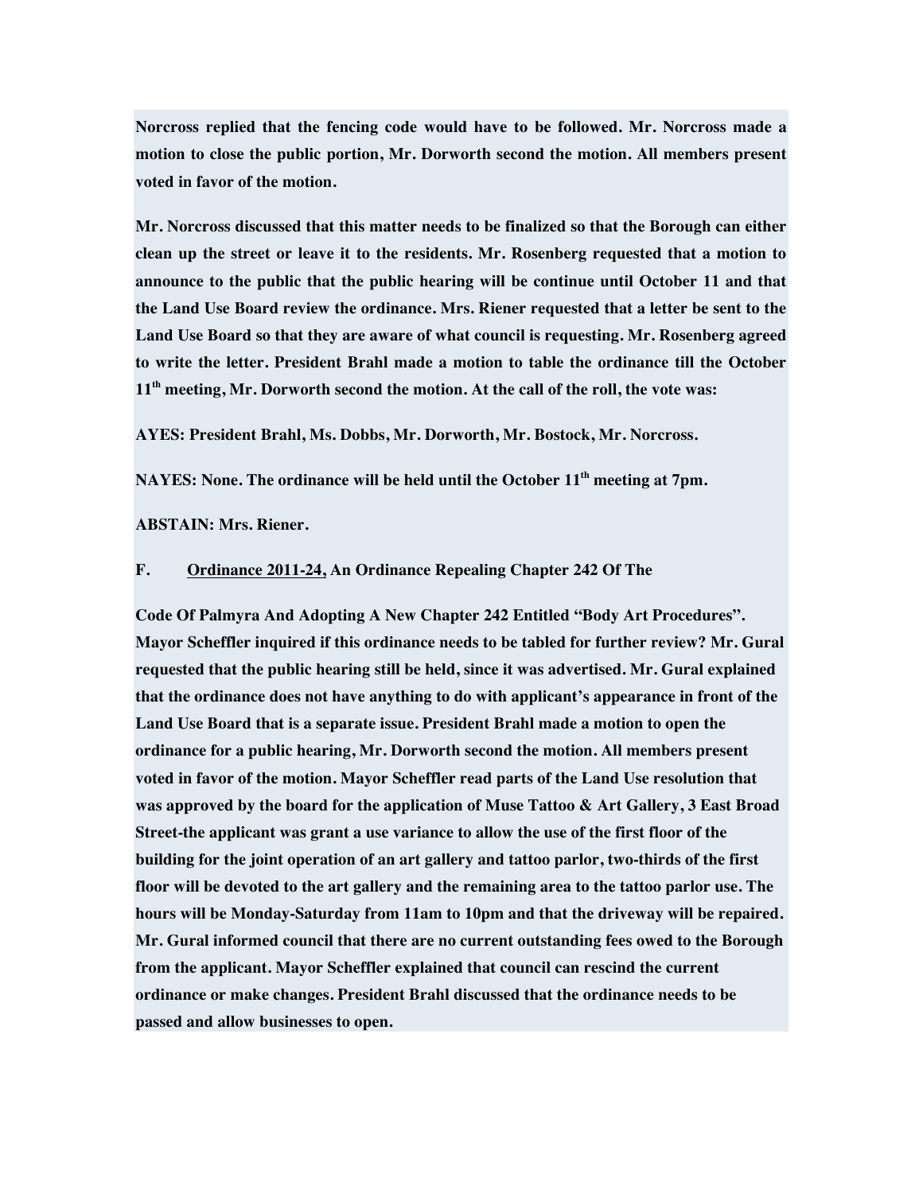**Norcross replied that the fencing code would have to be followed. Mr. Norcross made a motion to close the public portion, Mr. Dorworth second the motion. All members present voted in favor of the motion.**

**Mr. Norcross discussed that this matter needs to be finalized so that the Borough can either clean up the street or leave it to the residents. Mr. Rosenberg requested that a motion to announce to the public that the public hearing will be continue until October 11 and that the Land Use Board review the ordinance. Mrs. Riener requested that a letter be sent to the Land Use Board so that they are aware of what council is requesting. Mr. Rosenberg agreed to write the letter. President Brahl made a motion to table the ordinance till the October 11th meeting, Mr. Dorworth second the motion. At the call of the roll, the vote was:**

**AYES: President Brahl, Ms. Dobbs, Mr. Dorworth, Mr. Bostock, Mr. Norcross.**

**NAYES: None. The ordinance will be held until the October 11th meeting at 7pm.**

**ABSTAIN: Mrs. Riener.**

**F. <u>Ordinance 2011-24,</u> An Ordinance Repealing Chapter 242 Of The**

**Code Of Palmyra And Adopting A New Chapter 242 Entitled "Body Art Procedures". Mayor Scheffler inquired if this ordinance needs to be tabled for further review? Mr. Gural requested that the public hearing still be held, since it was advertised. Mr. Gural explained that the ordinance does not have anything to do with applicant's appearance in front of the Land Use Board that is a separate issue. President Brahl made a motion to open the ordinance for a public hearing, Mr. Dorworth second the motion. All members present voted in favor of the motion. Mayor Scheffler read parts of the Land Use resolution that was approved by the board for the application of Muse Tattoo & Art Gallery, 3 East Broad Street-the applicant was grant a use variance to allow the use of the first floor of the building for the joint operation of an art gallery and tattoo parlor, two-thirds of the first floor will be devoted to the art gallery and the remaining area to the tattoo parlor use. The hours will be Monday-Saturday from 11am to 10pm and that the driveway will be repaired. Mr. Gural informed council that there are no current outstanding fees owed to the Borough from the applicant. Mayor Scheffler explained that council can rescind the current ordinance or make changes. President Brahl discussed that the ordinance needs to be passed and allow businesses to open.**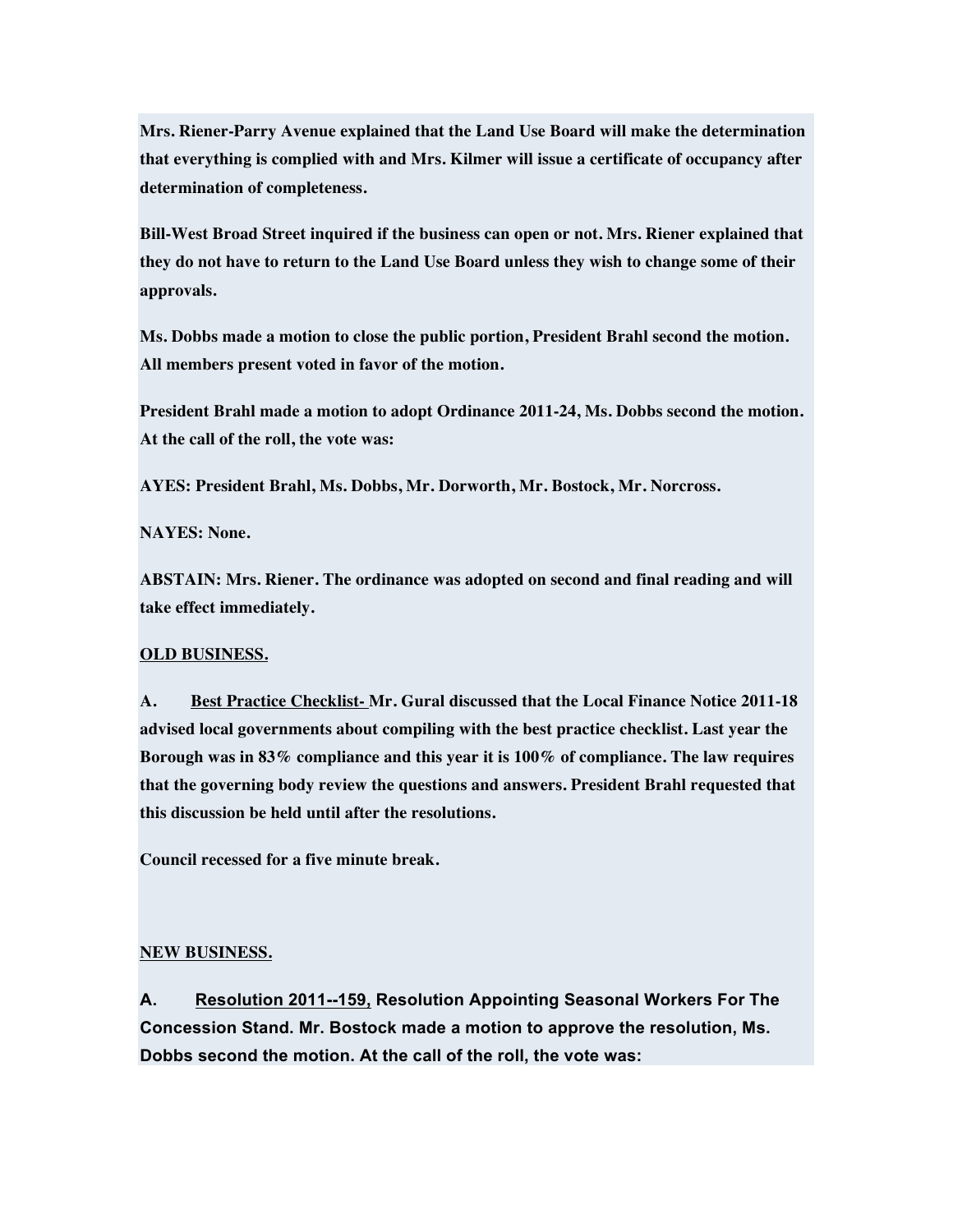**Mrs. Riener-Parry Avenue explained that the Land Use Board will make the determination that everything is complied with and Mrs. Kilmer will issue a certificate of occupancy after determination of completeness.**

**Bill-West Broad Street inquired if the business can open or not. Mrs. Riener explained that they do not have to return to the Land Use Board unless they wish to change some of their approvals.**

**Ms. Dobbs made a motion to close the public portion, President Brahl second the motion. All members present voted in favor of the motion.**

**President Brahl made a motion to adopt Ordinance 2011-24, Ms. Dobbs second the motion. At the call of the roll, the vote was:**

**AYES: President Brahl, Ms. Dobbs, Mr. Dorworth, Mr. Bostock, Mr. Norcross.**

**NAYES: None.**

**ABSTAIN: Mrs. Riener. The ordinance was adopted on second and final reading and will take effect immediately.**

**OLD BUSINESS.**

**A. Best Practice Checklist- Mr. Gural discussed that the Local Finance Notice 2011-18 advised local governments about compiling with the best practice checklist. Last year the Borough was in 83% compliance and this year it is 100% of compliance. The law requires that the governing body review the questions and answers. President Brahl requested that this discussion be held until after the resolutions.**

**Council recessed for a five minute break.**

**NEW BUSINESS.**

**A. Resolution 2011--159, Resolution Appointing Seasonal Workers For The Concession Stand. Mr. Bostock made a motion to approve the resolution, Ms. Dobbs second the motion. At the call of the roll, the vote was:**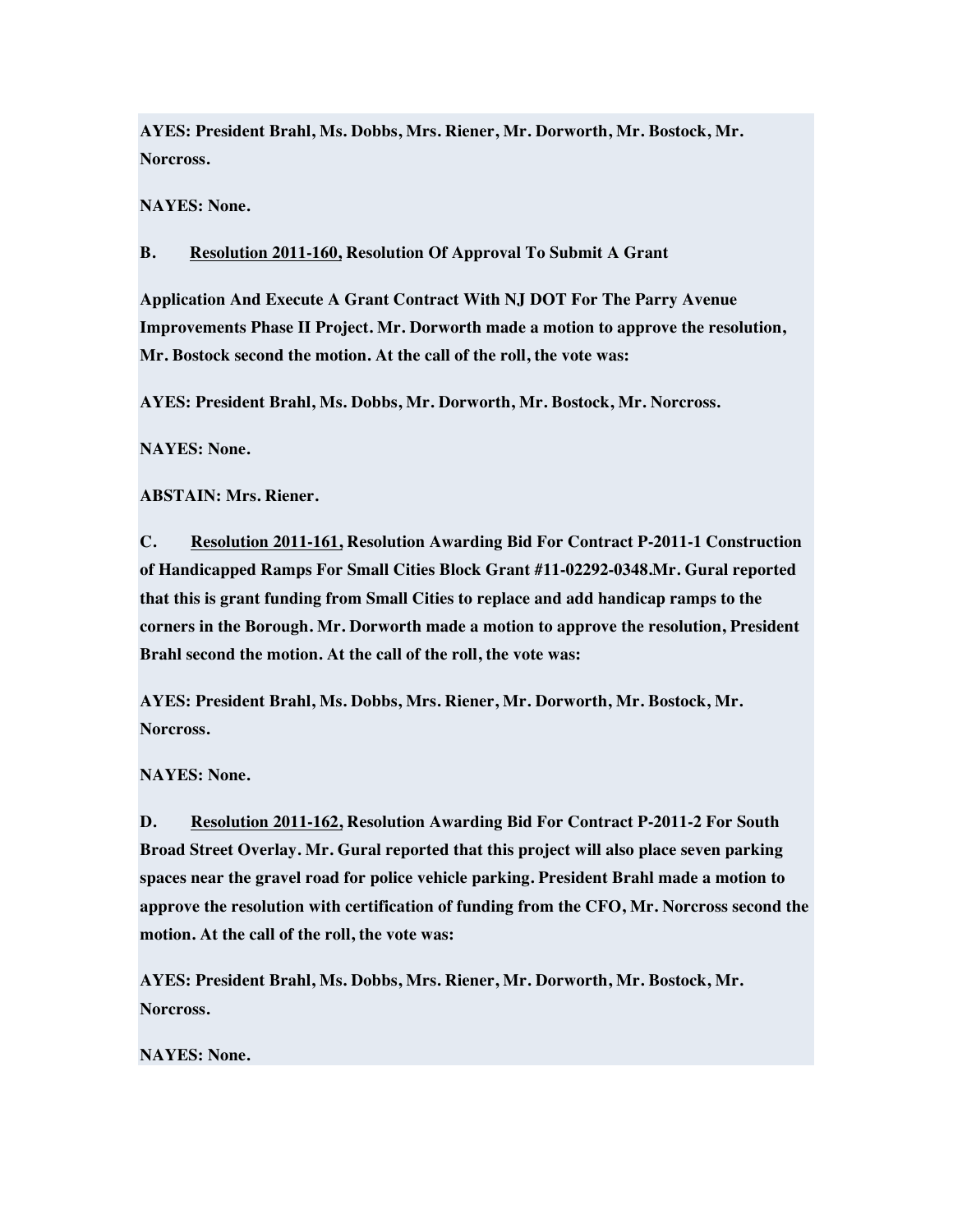**AYES: President Brahl, Ms. Dobbs, Mrs. Riener, Mr. Dorworth, Mr. Bostock, Mr. Norcross.**

**NAYES: None.**

**B. Resolution 2011-160, Resolution Of Approval To Submit A Grant**

**Application And Execute A Grant Contract With NJ DOT For The Parry Avenue Improvements Phase II Project. Mr. Dorworth made a motion to approve the resolution, Mr. Bostock second the motion. At the call of the roll, the vote was:**

**AYES: President Brahl, Ms. Dobbs, Mr. Dorworth, Mr. Bostock, Mr. Norcross.**

**NAYES: None.**

**ABSTAIN: Mrs. Riener.**

**C. Resolution 2011-161, Resolution Awarding Bid For Contract P-2011-1 Construction of Handicapped Ramps For Small Cities Block Grant #11-02292-0348.Mr. Gural reported that this is grant funding from Small Cities to replace and add handicap ramps to the corners in the Borough. Mr. Dorworth made a motion to approve the resolution, President Brahl second the motion. At the call of the roll, the vote was:**

**AYES: President Brahl, Ms. Dobbs, Mrs. Riener, Mr. Dorworth, Mr. Bostock, Mr. Norcross.**

**NAYES: None.**

**D. Resolution 2011-162, Resolution Awarding Bid For Contract P-2011-2 For South Broad Street Overlay. Mr. Gural reported that this project will also place seven parking spaces near the gravel road for police vehicle parking. President Brahl made a motion to approve the resolution with certification of funding from the CFO, Mr. Norcross second the motion. At the call of the roll, the vote was:**

**AYES: President Brahl, Ms. Dobbs, Mrs. Riener, Mr. Dorworth, Mr. Bostock, Mr. Norcross.**

**NAYES: None.**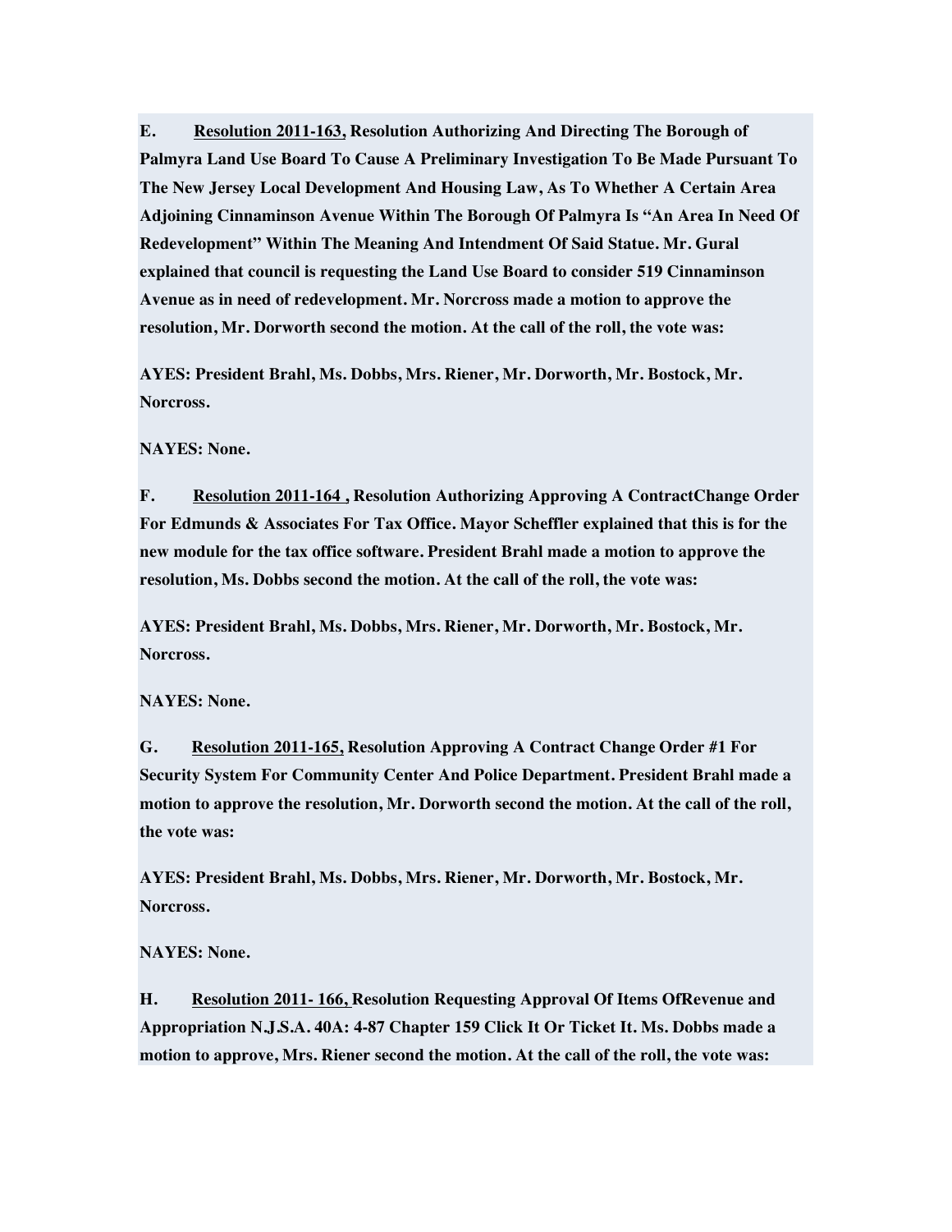**E. <u>Resolution 2011-163,</u> Resolution Authorizing And Directing The Borough of Palmyra Land Use Board To Cause A Preliminary Investigation To Be Made Pursuant To The New Jersey Local Development And Housing Law, As To Whether A Certain Area Adjoining Cinnaminson Avenue Within The Borough Of Palmyra Is "An Area In Need Of Redevelopment" Within The Meaning And Intendment Of Said Statue. Mr. Gural explained that council is requesting the Land Use Board to consider 519 Cinnaminson Avenue as in need of redevelopment. Mr. Norcross made a motion to approve the resolution, Mr. Dorworth second the motion. At the call of the roll, the vote was:**

**AYES: President Brahl, Ms. Dobbs, Mrs. Riener, Mr. Dorworth, Mr. Bostock, Mr. Norcross.**

**NAYES: None.**

**F. <u>Resolution 2011-164 ,</u> Resolution Authorizing Approving A ContractChange Order For Edmunds & Associates For Tax Office. Mayor Scheffler explained that this is for the new module for the tax office software. President Brahl made a motion to approve the resolution, Ms. Dobbs second the motion. At the call of the roll, the vote was:**

**AYES: President Brahl, Ms. Dobbs, Mrs. Riener, Mr. Dorworth, Mr. Bostock, Mr. Norcross.**

**NAYES: None.**

**G. <u>Resolution 2011-165,</u> Resolution Approving A Contract Change Order #1 For Security System For Community Center And Police Department. President Brahl made a motion to approve the resolution, Mr. Dorworth second the motion. At the call of the roll, the vote was:**

**AYES: President Brahl, Ms. Dobbs, Mrs. Riener, Mr. Dorworth, Mr. Bostock, Mr. Norcross.**

**NAYES: None.**

**H. <u>Resolution 2011- 166,</u> Resolution Requesting Approval Of Items OfRevenue and Appropriation N.J.S.A. 40A: 4-87 Chapter 159 Click It Or Ticket It. Ms. Dobbs made a motion to approve, Mrs. Riener second the motion. At the call of the roll, the vote was:**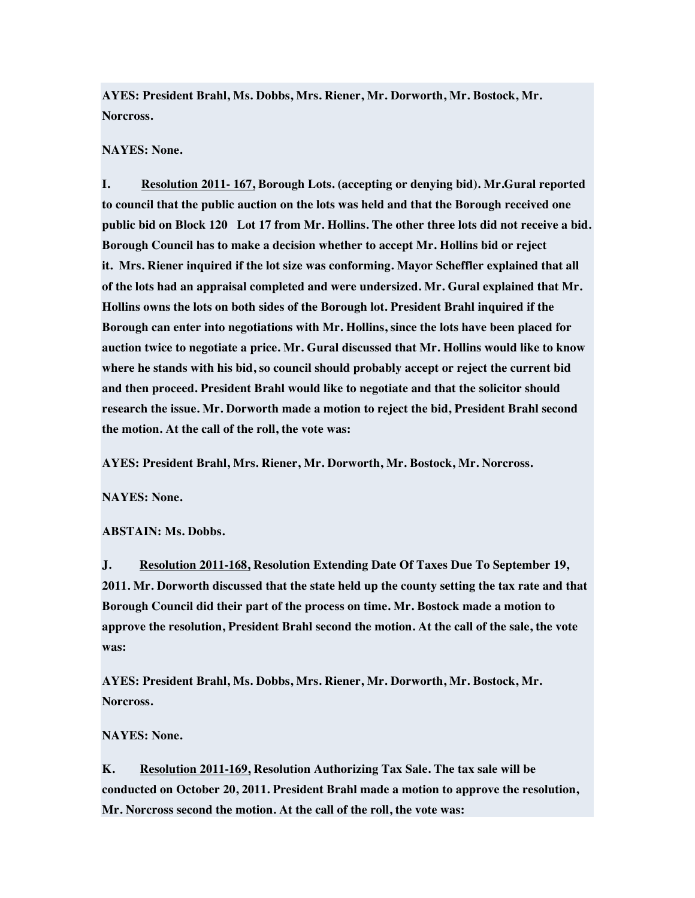**AYES: President Brahl, Ms. Dobbs, Mrs. Riener, Mr. Dorworth, Mr. Bostock, Mr. Norcross.**

**NAYES: None.**

**I. Resolution 2011- 167, Borough Lots. (accepting or denying bid). Mr.Gural reported to council that the public auction on the lots was held and that the Borough received one public bid on Block 120 Lot 17 from Mr. Hollins. The other three lots did not receive a bid. Borough Council has to make a decision whether to accept Mr. Hollins bid or reject it. Mrs. Riener inquired if the lot size was conforming. Mayor Scheffler explained that all of the lots had an appraisal completed and were undersized. Mr. Gural explained that Mr. Hollins owns the lots on both sides of the Borough lot. President Brahl inquired if the Borough can enter into negotiations with Mr. Hollins, since the lots have been placed for auction twice to negotiate a price. Mr. Gural discussed that Mr. Hollins would like to know where he stands with his bid, so council should probably accept or reject the current bid and then proceed. President Brahl would like to negotiate and that the solicitor should research the issue. Mr. Dorworth made a motion to reject the bid, President Brahl second the motion. At the call of the roll, the vote was:**

**AYES: President Brahl, Mrs. Riener, Mr. Dorworth, Mr. Bostock, Mr. Norcross.**

**NAYES: None.**

**ABSTAIN: Ms. Dobbs.**

**J. Resolution 2011-168, Resolution Extending Date Of Taxes Due To September 19, 2011. Mr. Dorworth discussed that the state held up the county setting the tax rate and that Borough Council did their part of the process on time. Mr. Bostock made a motion to approve the resolution, President Brahl second the motion. At the call of the sale, the vote was:**

**AYES: President Brahl, Ms. Dobbs, Mrs. Riener, Mr. Dorworth, Mr. Bostock, Mr. Norcross.**

**NAYES: None.**

**K. Resolution 2011-169, Resolution Authorizing Tax Sale. The tax sale will be conducted on October 20, 2011. President Brahl made a motion to approve the resolution, Mr. Norcross second the motion. At the call of the roll, the vote was:**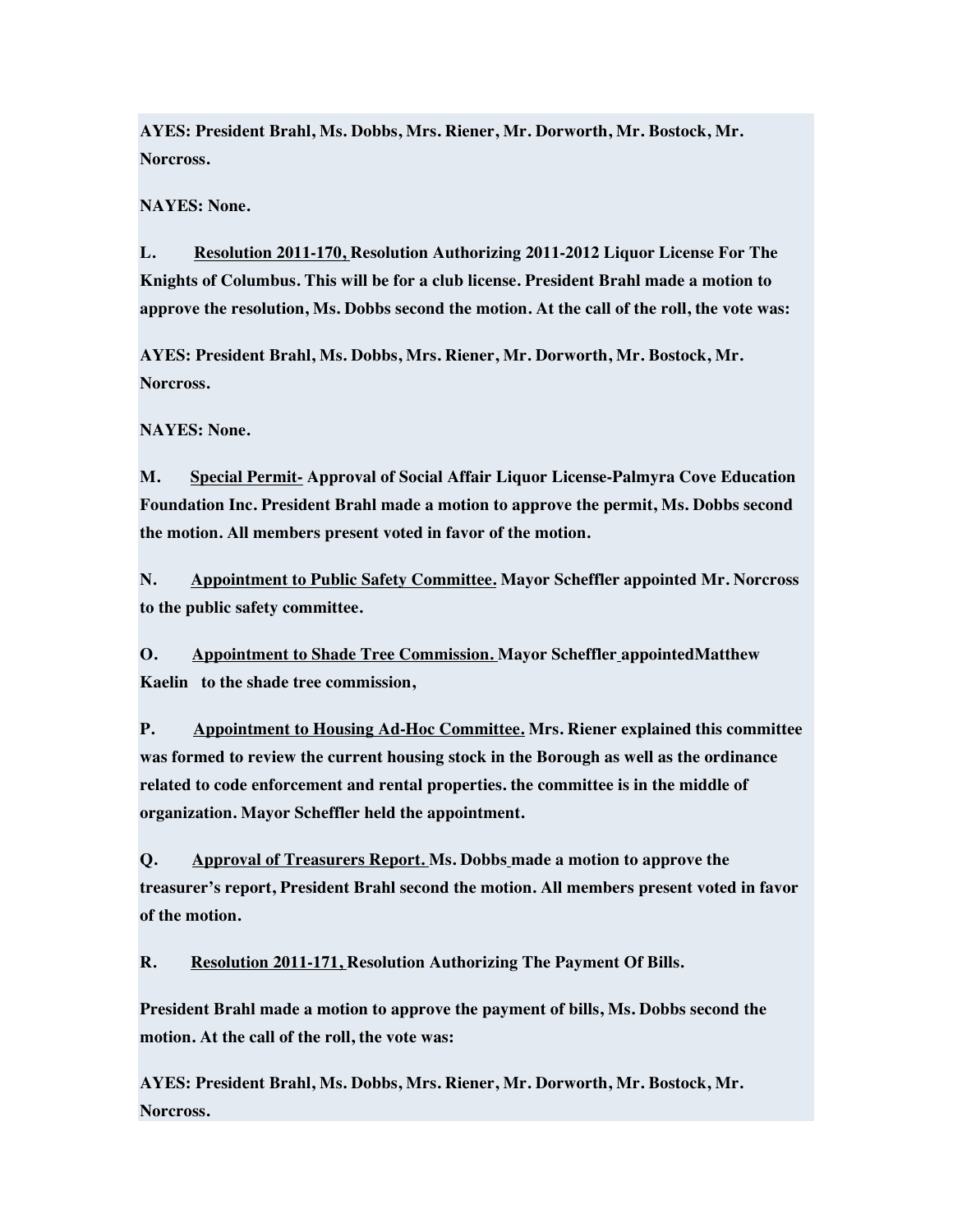**AYES: President Brahl, Ms. Dobbs, Mrs. Riener, Mr. Dorworth, Mr. Bostock, Mr. Norcross.**

**NAYES: None.**

**L. <u>Resolution 2011-170,</u> Resolution Authorizing 2011-2012 Liquor License For The Knights of Columbus. This will be for a club license. President Brahl made a motion to approve the resolution, Ms. Dobbs second the motion. At the call of the roll, the vote was:**

**AYES: President Brahl, Ms. Dobbs, Mrs. Riener, Mr. Dorworth, Mr. Bostock, Mr. Norcross.**

**NAYES: None.**

**M. <u>Special Permit-</u> Approval of Social Affair Liquor License-Palmyra Cove Education Foundation Inc. President Brahl made a motion to approve the permit, Ms. Dobbs second the motion. All members present voted in favor of the motion.**

**N. <u>Appointment to Public Safety Committee.</u> Mayor Scheffler appointed Mr. Norcross to the public safety committee.**

**O. <u>Appointment to Shade Tree Commission.</u> Mayor Scheffler appointedMatthew Kaelin to the shade tree commission,**

**P. <u>Appointment to Housing Ad-Hoc Committee.</u> Mrs. Riener explained this committee was formed to review the current housing stock in the Borough as well as the ordinance related to code enforcement and rental properties. the committee is in the middle of organization. Mayor Scheffler held the appointment.**

**Q. <u>Approval of Treasurers Report.</u> Ms. Dobbs made a motion to approve the treasurer's report, President Brahl second the motion. All members present voted in favor of the motion.**

**R. <u>Resolution 2011-171,</u> Resolution Authorizing The Payment Of Bills.**

**President Brahl made a motion to approve the payment of bills, Ms. Dobbs second the motion. At the call of the roll, the vote was:**

**AYES: President Brahl, Ms. Dobbs, Mrs. Riener, Mr. Dorworth, Mr. Bostock, Mr. Norcross.**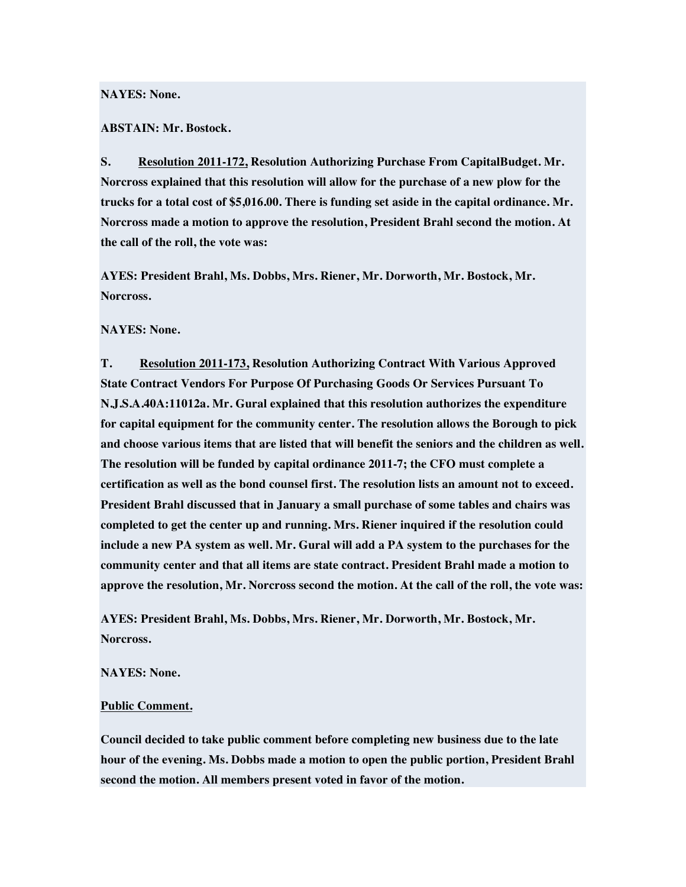**NAYES: None.**

**ABSTAIN: Mr. Bostock.**

**S. <u>Resolution 2011-172,</u> Resolution Authorizing Purchase From CapitalBudget. Mr. Norcross explained that this resolution will allow for the purchase of a new plow for the trucks for a total cost of $5,016.00. There is funding set aside in the capital ordinance. Mr. Norcross made a motion to approve the resolution, President Brahl second the motion. At the call of the roll, the vote was:**

**AYES: President Brahl, Ms. Dobbs, Mrs. Riener, Mr. Dorworth, Mr. Bostock, Mr. Norcross.**

**NAYES: None.**

**T. <u>Resolution 2011-173,</u> Resolution Authorizing Contract With Various Approved State Contract Vendors For Purpose Of Purchasing Goods Or Services Pursuant To N.J.S.A.40A:11012a. Mr. Gural explained that this resolution authorizes the expenditure for capital equipment for the community center. The resolution allows the Borough to pick and choose various items that are listed that will benefit the seniors and the children as well. The resolution will be funded by capital ordinance 2011-7; the CFO must complete a certification as well as the bond counsel first. The resolution lists an amount not to exceed. President Brahl discussed that in January a small purchase of some tables and chairs was completed to get the center up and running. Mrs. Riener inquired if the resolution could include a new PA system as well. Mr. Gural will add a PA system to the purchases for the community center and that all items are state contract. President Brahl made a motion to approve the resolution, Mr. Norcross second the motion. At the call of the roll, the vote was:**

**AYES: President Brahl, Ms. Dobbs, Mrs. Riener, Mr. Dorworth, Mr. Bostock, Mr. Norcross.**

**NAYES: None.**

**<u>Public Comment.</u>**

**Council decided to take public comment before completing new business due to the late hour of the evening. Ms. Dobbs made a motion to open the public portion, President Brahl second the motion. All members present voted in favor of the motion.**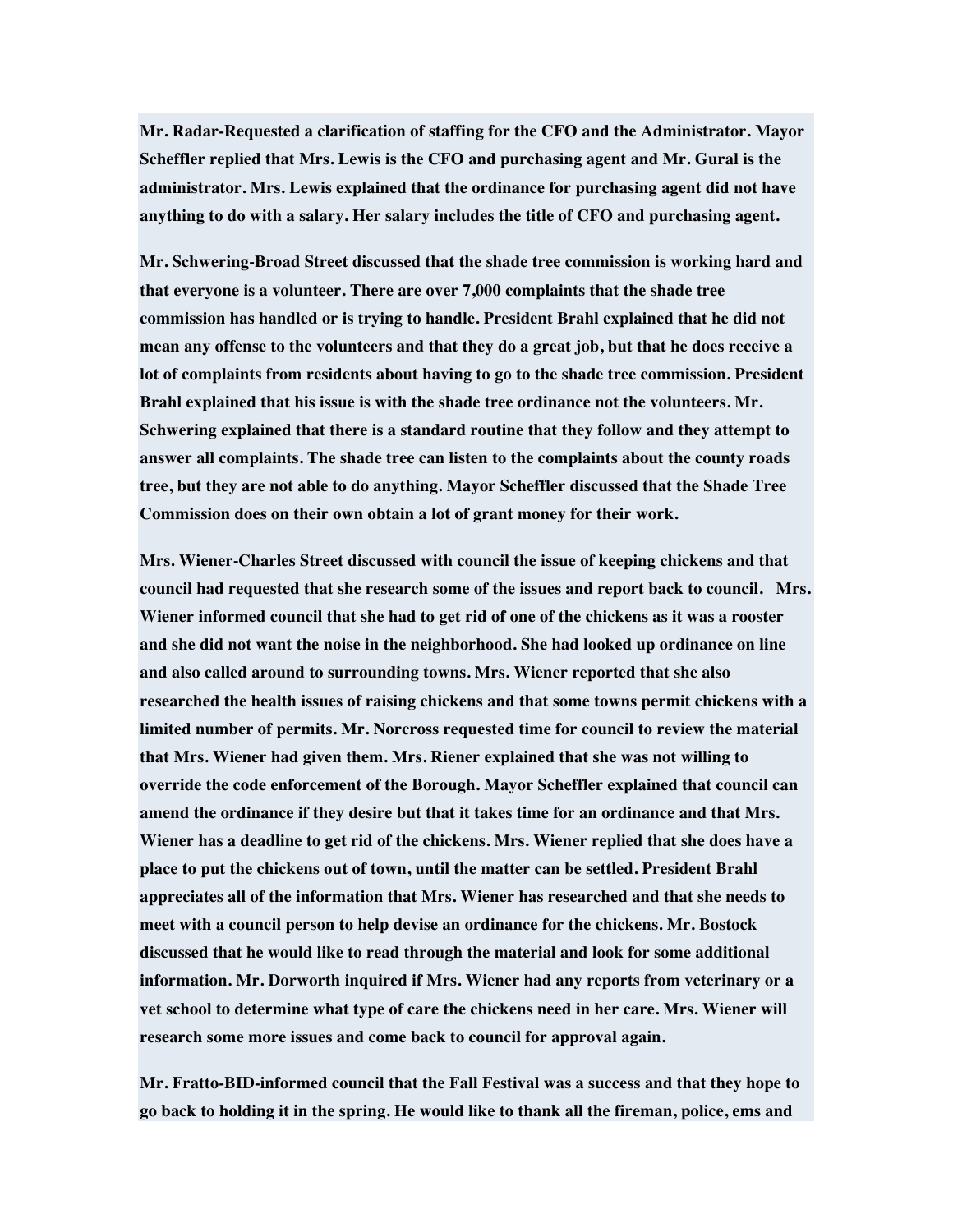**Mr. Radar-Requested a clarification of staffing for the CFO and the Administrator. Mayor Scheffler replied that Mrs. Lewis is the CFO and purchasing agent and Mr. Gural is the administrator. Mrs. Lewis explained that the ordinance for purchasing agent did not have anything to do with a salary. Her salary includes the title of CFO and purchasing agent.**

**Mr. Schwering-Broad Street discussed that the shade tree commission is working hard and that everyone is a volunteer. There are over 7,000 complaints that the shade tree commission has handled or is trying to handle. President Brahl explained that he did not mean any offense to the volunteers and that they do a great job, but that he does receive a lot of complaints from residents about having to go to the shade tree commission. President Brahl explained that his issue is with the shade tree ordinance not the volunteers. Mr. Schwering explained that there is a standard routine that they follow and they attempt to answer all complaints. The shade tree can listen to the complaints about the county roads tree, but they are not able to do anything. Mayor Scheffler discussed that the Shade Tree Commission does on their own obtain a lot of grant money for their work.**

**Mrs. Wiener-Charles Street discussed with council the issue of keeping chickens and that council had requested that she research some of the issues and report back to council. Mrs. Wiener informed council that she had to get rid of one of the chickens as it was a rooster and she did not want the noise in the neighborhood. She had looked up ordinance on line and also called around to surrounding towns. Mrs. Wiener reported that she also researched the health issues of raising chickens and that some towns permit chickens with a limited number of permits. Mr. Norcross requested time for council to review the material that Mrs. Wiener had given them. Mrs. Riener explained that she was not willing to override the code enforcement of the Borough. Mayor Scheffler explained that council can amend the ordinance if they desire but that it takes time for an ordinance and that Mrs. Wiener has a deadline to get rid of the chickens. Mrs. Wiener replied that she does have a place to put the chickens out of town, until the matter can be settled. President Brahl appreciates all of the information that Mrs. Wiener has researched and that she needs to meet with a council person to help devise an ordinance for the chickens. Mr. Bostock discussed that he would like to read through the material and look for some additional information. Mr. Dorworth inquired if Mrs. Wiener had any reports from veterinary or a vet school to determine what type of care the chickens need in her care. Mrs. Wiener will research some more issues and come back to council for approval again.**

**Mr. Fratto-BID-informed council that the Fall Festival was a success and that they hope to go back to holding it in the spring. He would like to thank all the fireman, police, ems and**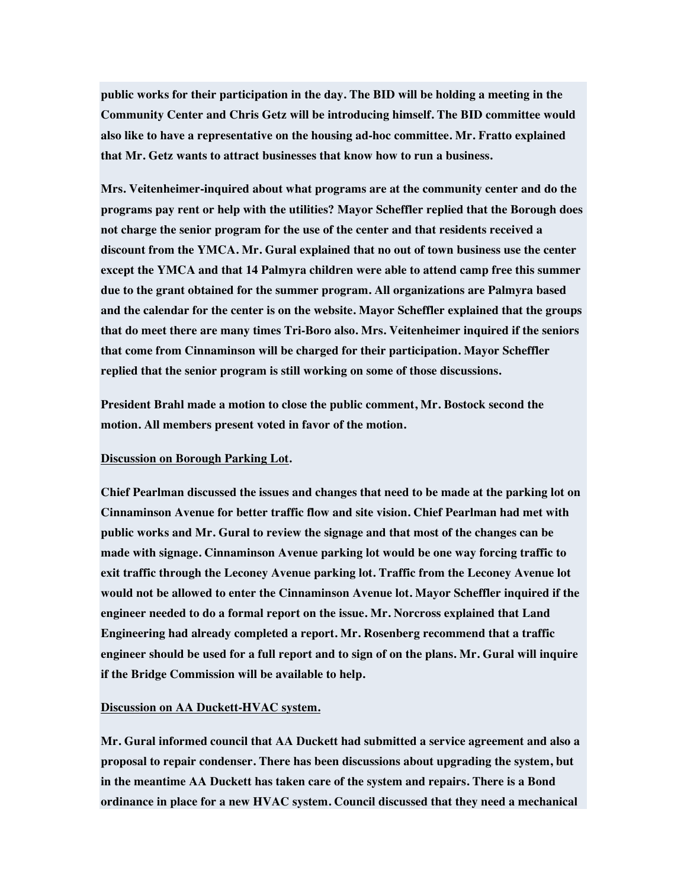**public works for their participation in the day. The BID will be holding a meeting in the Community Center and Chris Getz will be introducing himself. The BID committee would also like to have a representative on the housing ad-hoc committee. Mr. Fratto explained that Mr. Getz wants to attract businesses that know how to run a business.**

**Mrs. Veitenheimer-inquired about what programs are at the community center and do the programs pay rent or help with the utilities? Mayor Scheffler replied that the Borough does not charge the senior program for the use of the center and that residents received a discount from the YMCA. Mr. Gural explained that no out of town business use the center except the YMCA and that 14 Palmyra children were able to attend camp free this summer due to the grant obtained for the summer program. All organizations are Palmyra based and the calendar for the center is on the website. Mayor Scheffler explained that the groups that do meet there are many times Tri-Boro also. Mrs. Veitenheimer inquired if the seniors that come from Cinnaminson will be charged for their participation. Mayor Scheffler replied that the senior program is still working on some of those discussions.**

**President Brahl made a motion to close the public comment, Mr. Bostock second the motion. All members present voted in favor of the motion.**

**<u>Discussion on Borough Parking Lot</u>.**

**Chief Pearlman discussed the issues and changes that need to be made at the parking lot on Cinnaminson Avenue for better traffic flow and site vision. Chief Pearlman had met with public works and Mr. Gural to review the signage and that most of the changes can be made with signage. Cinnaminson Avenue parking lot would be one way forcing traffic to exit traffic through the Leconey Avenue parking lot. Traffic from the Leconey Avenue lot would not be allowed to enter the Cinnaminson Avenue lot. Mayor Scheffler inquired if the engineer needed to do a formal report on the issue. Mr. Norcross explained that Land Engineering had already completed a report. Mr. Rosenberg recommend that a traffic engineer should be used for a full report and to sign of on the plans. Mr. Gural will inquire if the Bridge Commission will be available to help.**

**<u>Discussion on AA Duckett-HVAC system.</u>**

**Mr. Gural informed council that AA Duckett had submitted a service agreement and also a proposal to repair condenser. There has been discussions about upgrading the system, but in the meantime AA Duckett has taken care of the system and repairs. There is a Bond ordinance in place for a new HVAC system. Council discussed that they need a mechanical**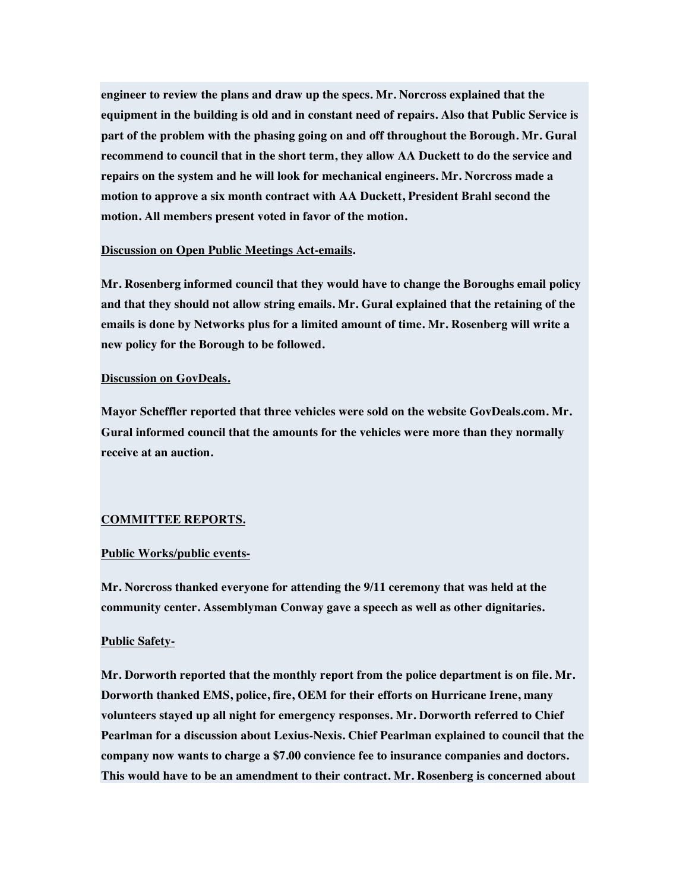**engineer to review the plans and draw up the specs. Mr. Norcross explained that the equipment in the building is old and in constant need of repairs. Also that Public Service is part of the problem with the phasing going on and off throughout the Borough. Mr. Gural recommend to council that in the short term, they allow AA Duckett to do the service and repairs on the system and he will look for mechanical engineers. Mr. Norcross made a motion to approve a six month contract with AA Duckett, President Brahl second the motion. All members present voted in favor of the motion.**

**<u>Discussion on Open Public Meetings Act-emails</u>.**

**Mr. Rosenberg informed council that they would have to change the Boroughs email policy and that they should not allow string emails. Mr. Gural explained that the retaining of the emails is done by Networks plus for a limited amount of time. Mr. Rosenberg will write a new policy for the Borough to be followed.**

**<u>Discussion on GovDeals.</u>**

**Mayor Scheffler reported that three vehicles were sold on the website GovDeals.com. Mr. Gural informed council that the amounts for the vehicles were more than they normally receive at an auction.**

**<u>COMMITTEE REPORTS.</u>**

**<u>Public Works/public events-</u>**

**Mr. Norcross thanked everyone for attending the 9/11 ceremony that was held at the community center. Assemblyman Conway gave a speech as well as other dignitaries.**

**<u>Public Safety-</u>**

**Mr. Dorworth reported that the monthly report from the police department is on file. Mr. Dorworth thanked EMS, police, fire, OEM for their efforts on Hurricane Irene, many volunteers stayed up all night for emergency responses. Mr. Dorworth referred to Chief Pearlman for a discussion about Lexius-Nexis. Chief Pearlman explained to council that the company now wants to charge a $7.00 convience fee to insurance companies and doctors. This would have to be an amendment to their contract. Mr. Rosenberg is concerned about**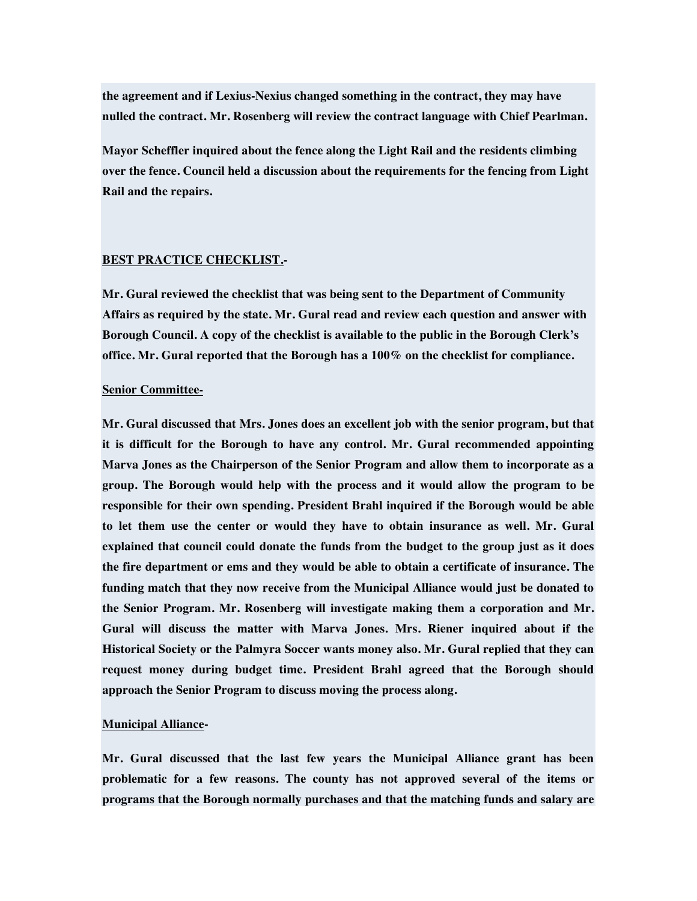**the agreement and if Lexius-Nexius changed something in the contract, they may have nulled the contract. Mr. Rosenberg will review the contract language with Chief Pearlman.**

**Mayor Scheffler inquired about the fence along the Light Rail and the residents climbing over the fence. Council held a discussion about the requirements for the fencing from Light Rail and the repairs.**

**<u>BEST PRACTICE CHECKLIST.</u>-**

**Mr. Gural reviewed the checklist that was being sent to the Department of Community Affairs as required by the state. Mr. Gural read and review each question and answer with Borough Council. A copy of the checklist is available to the public in the Borough Clerk's office. Mr. Gural reported that the Borough has a 100% on the checklist for compliance.**

**<u>Senior Committee</u>-**

**Mr. Gural discussed that Mrs. Jones does an excellent job with the senior program, but that it is difficult for the Borough to have any control. Mr. Gural recommended appointing Marva Jones as the Chairperson of the Senior Program and allow them to incorporate as a group. The Borough would help with the process and it would allow the program to be responsible for their own spending. President Brahl inquired if the Borough would be able to let them use the center or would they have to obtain insurance as well. Mr. Gural explained that council could donate the funds from the budget to the group just as it does the fire department or ems and they would be able to obtain a certificate of insurance. The funding match that they now receive from the Municipal Alliance would just be donated to the Senior Program. Mr. Rosenberg will investigate making them a corporation and Mr. Gural will discuss the matter with Marva Jones. Mrs. Riener inquired about if the Historical Society or the Palmyra Soccer wants money also. Mr. Gural replied that they can request money during budget time. President Brahl agreed that the Borough should approach the Senior Program to discuss moving the process along.**

**<u>Municipal Alliance</u>-**

**Mr. Gural discussed that the last few years the Municipal Alliance grant has been problematic for a few reasons. The county has not approved several of the items or programs that the Borough normally purchases and that the matching funds and salary are**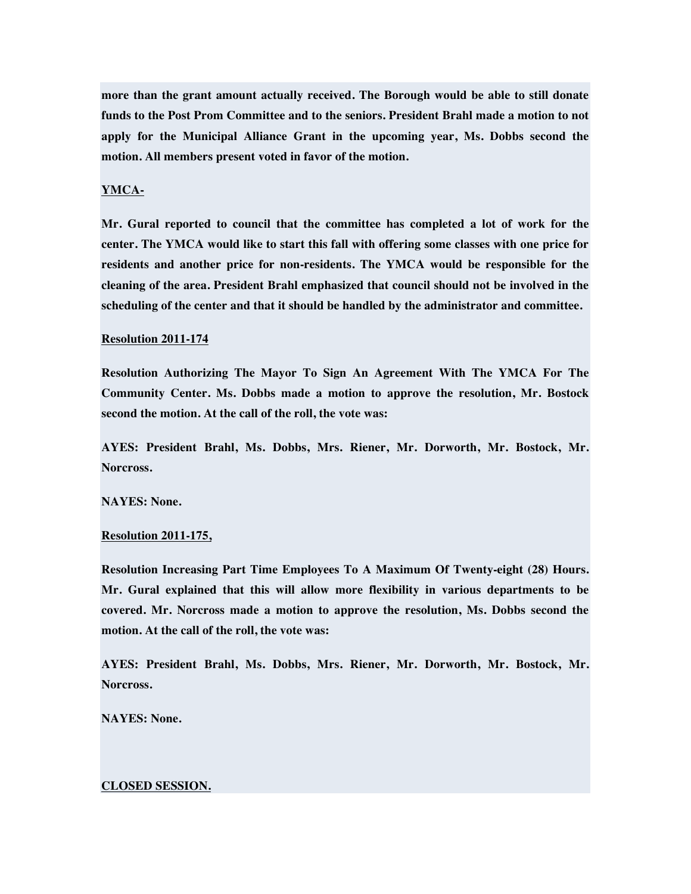**more than the grant amount actually received. The Borough would be able to still donate funds to the Post Prom Committee and to the seniors. President Brahl made a motion to not apply for the Municipal Alliance Grant in the upcoming year, Ms. Dobbs second the motion. All members present voted in favor of the motion.**

**<u>YMCA-</u>**

**Mr. Gural reported to council that the committee has completed a lot of work for the center. The YMCA would like to start this fall with offering some classes with one price for residents and another price for non-residents. The YMCA would be responsible for the cleaning of the area. President Brahl emphasized that council should not be involved in the scheduling of the center and that it should be handled by the administrator and committee.**

**<u>Resolution 2011-174</u>**

**Resolution Authorizing The Mayor To Sign An Agreement With The YMCA For The Community Center. Ms. Dobbs made a motion to approve the resolution, Mr. Bostock second the motion. At the call of the roll, the vote was:**

**AYES: President Brahl, Ms. Dobbs, Mrs. Riener, Mr. Dorworth, Mr. Bostock, Mr. Norcross.**

**NAYES: None.**

**<u>Resolution 2011-175,</u>**

**Resolution Increasing Part Time Employees To A Maximum Of Twenty-eight (28) Hours. Mr. Gural explained that this will allow more flexibility in various departments to be covered. Mr. Norcross made a motion to approve the resolution, Ms. Dobbs second the motion. At the call of the roll, the vote was:**

**AYES: President Brahl, Ms. Dobbs, Mrs. Riener, Mr. Dorworth, Mr. Bostock, Mr. Norcross.**

**NAYES: None.**

**<u>CLOSED SESSION.</u>**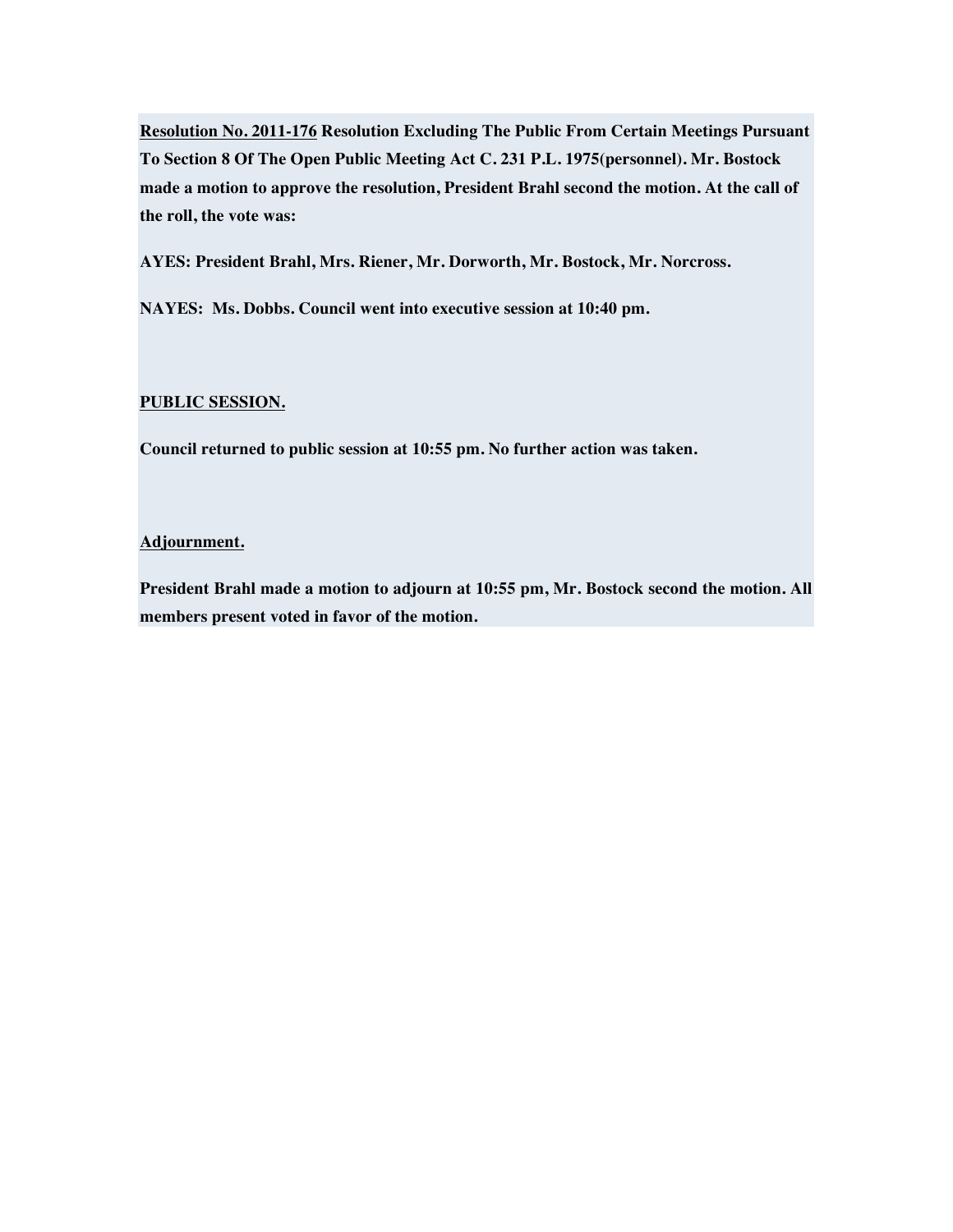**<u>Resolution No. 2011-176</u> Resolution Excluding The Public From Certain Meetings Pursuant To Section 8 Of The Open Public Meeting Act C. 231 P.L. 1975(personnel). Mr. Bostock made a motion to approve the resolution, President Brahl second the motion. At the call of the roll, the vote was:**

**AYES: President Brahl, Mrs. Riener, Mr. Dorworth, Mr. Bostock, Mr. Norcross.**

**NAYES: Ms. Dobbs. Council went into executive session at 10:40 pm.**

**<u>PUBLIC SESSION.</u>**

**Council returned to public session at 10:55 pm. No further action was taken.**

**<u>Adjournment.</u>**

**President Brahl made a motion to adjourn at 10:55 pm, Mr. Bostock second the motion. All members present voted in favor of the motion.**